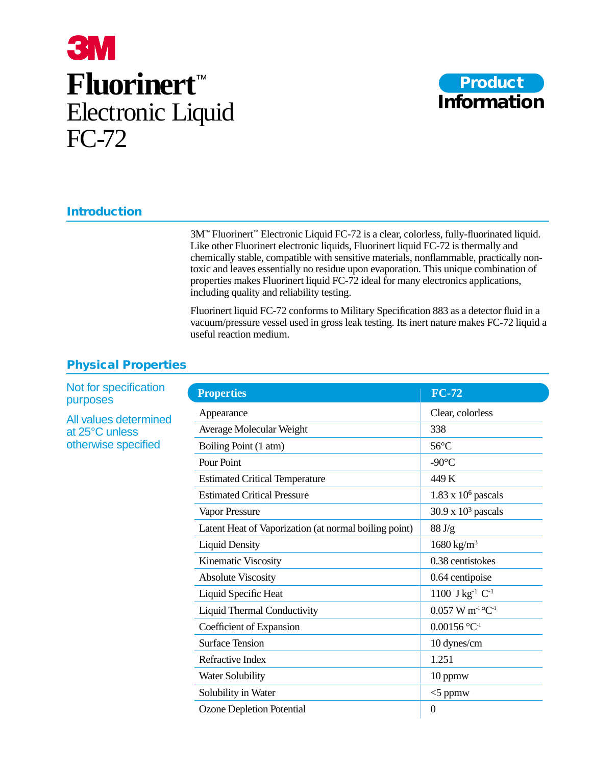# 3M

# Fluorinert™ Electronic Liquid FC-72

**Product Information**

## Introduction

3M™ Fluorinert™ Electronic Liquid FC-72 is a clear, colorless, fully-fluorinated liquid. Like other Fluorinert electronic liquids, Fluorinert liquid FC-72 is thermally and chemically stable, compatible with sensitive materials, nonflammable, practically non-toxic and leaves essentially no residue upon evaporation. This unique combination of properties makes Fluorinert liquid FC-72 ideal for many electronics applications, including quality and reliability testing.

Fluorinert liquid FC-72 conforms to Military Specification 883 as a detector fluid in a vacuum/pressure vessel used in gross leak testing. Its inert nature makes FC-72 liquid a useful reaction medium.

## Physical Properties

Not for specification purposes

All values determined at 25°C unless otherwise specified

| Properties | FC-72 |
|---|---|
| Appearance | Clear, colorless |
| Average Molecular Weight | 338 |
| Boiling Point (1 atm) | 56°C |
| Pour Point | -90°C |
| Estimated Critical Temperature | 449 K |
| Estimated Critical Pressure | $1.83 \times 10^{6}$ pascals |
| Vapor Pressure | $30.9 \times 10^{3}$ pascals |
| Latent Heat of Vaporization (at normal boiling point) | 88 J/g |
| Liquid Density | 1680 $kg/m^3$ |
| Kinematic Viscosity | 0.38 centistokes |
| Absolute Viscosity | 0.64 centipoise |
| Liquid Specific Heat | 1100 $J\ kg^{-1}\ C^{-1}$ |
| Liquid Thermal Conductivity | 0.057 $W\ m^{-1}\ °C^{-1}$ |
| Coefficient of Expansion | 0.00156 $°C^{-1}$ |
| Surface Tension | 10 dynes/cm |
| Refractive Index | 1.251 |
| Water Solubility | 10 ppmw |
| Solubility in Water | <5 ppmw |
| Ozone Depletion Potential | 0 |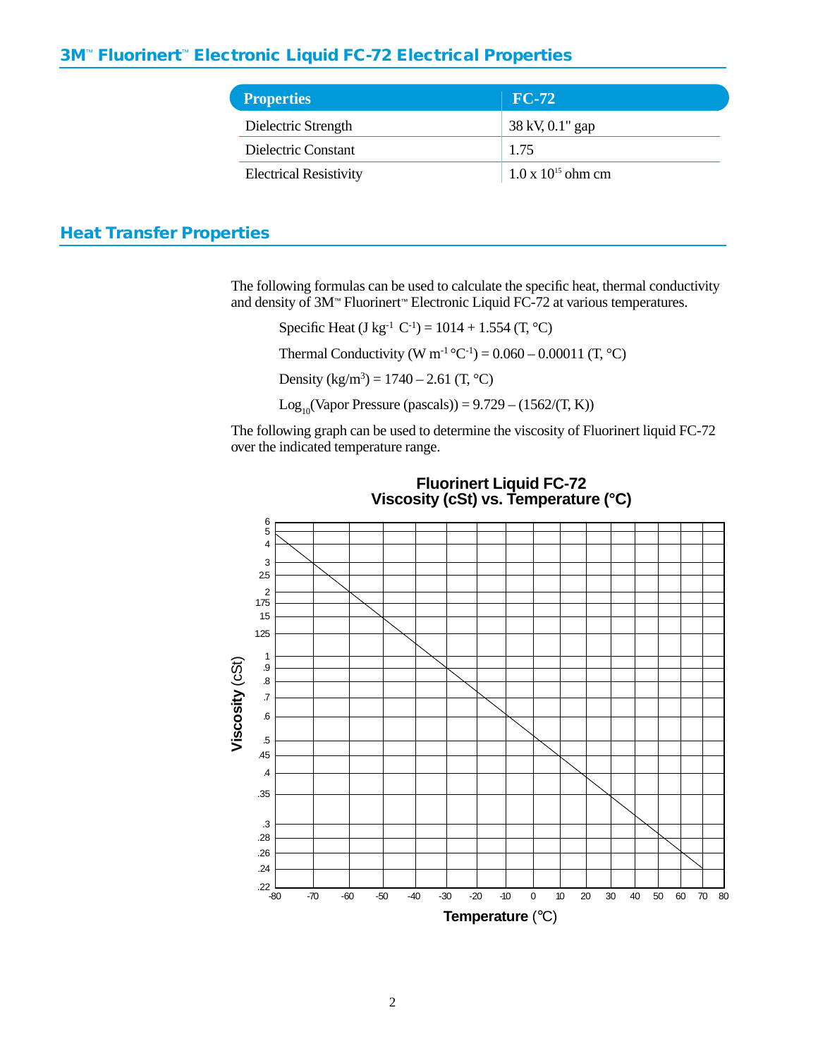## 3M™ Fluorinert™ Electronic Liquid FC-72 Electrical Properties

| Properties | FC-72 |
|---|---|
| Dielectric Strength | 38 kV, 0.1" gap |
| Dielectric Constant | 1.75 |
| Electrical Resistivity | $1.0 \times 10^{15}$ ohm cm |

## Heat Transfer Properties

The following formulas can be used to calculate the specific heat, thermal conductivity and density of 3M™ Fluorinert™ Electronic Liquid FC-72 at various temperatures.

Specific Heat (J $kg^{-1}$ $C^{-1}$) = 1014 + 1.554 (T, °C)

Thermal Conductivity (W $m^{-1}$ °$C^{-1}$) = 0.060 – 0.00011 (T, °C)

Density ($kg/m^3$) = 1740 – 2.61 (T, °C)

$Log_{10}$(Vapor Pressure (pascals)) = 9.729 – (1562/(T, K))

The following graph can be used to determine the viscosity of Fluorinert liquid FC-72 over the indicated temperature range.

**Fluorinert Liquid FC-72**
**Viscosity (cSt) vs. Temperature (°C)**

Viscosity (cSt): 6, 5, 4, 3, 2.5, 2, 1.75, 1.5, 1.25, 1, .9, .8, .7, .6, .5, .45, .4, .35, .3, .28, .26, .24, .22

Temperature (°C): -80, -70, -60, -50, -40, -30, -20, -10, 0, 10, 20, 30, 40, 50, 60, 70, 80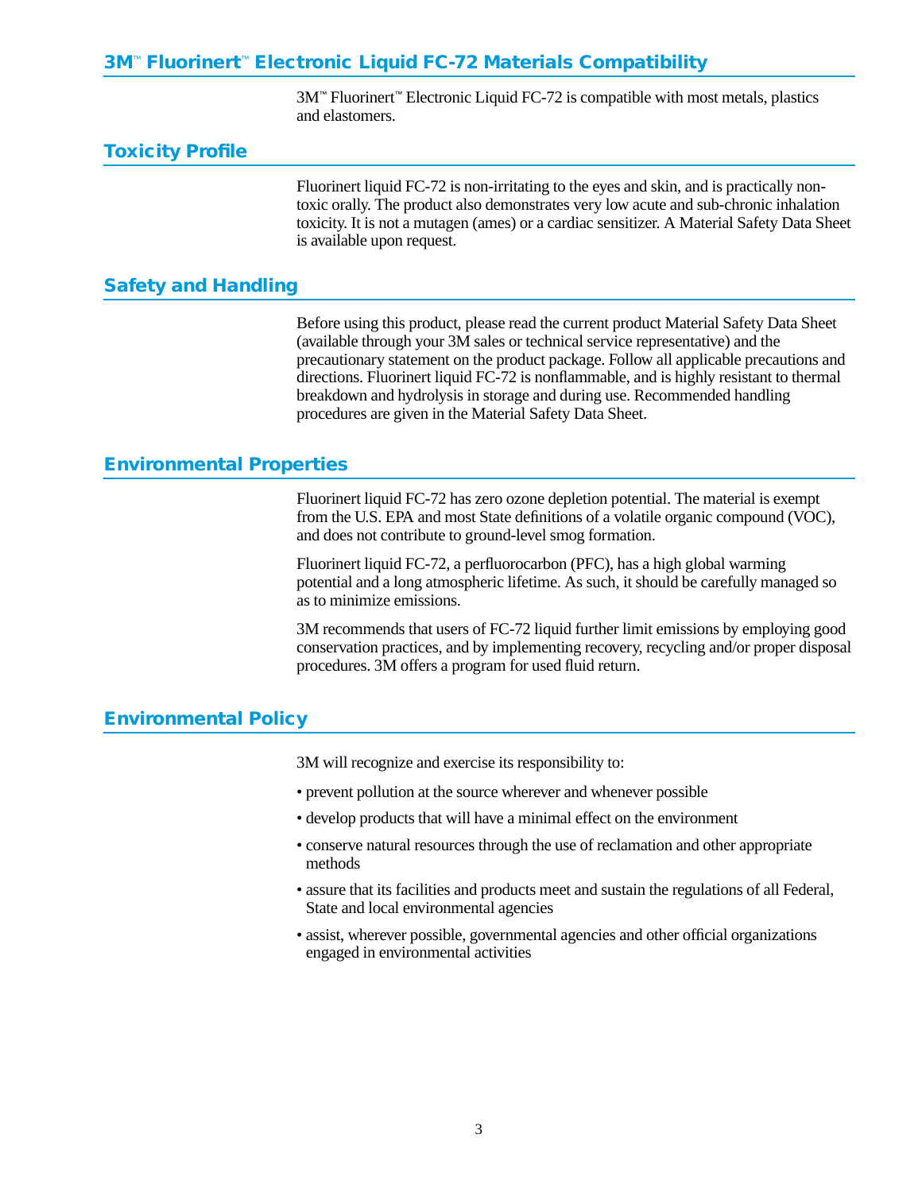## 3M™ Fluorinert™ Electronic Liquid FC-72 Materials Compatibility

3M™ Fluorinert™ Electronic Liquid FC-72 is compatible with most metals, plastics and elastomers.

## Toxicity Profile

Fluorinert liquid FC-72 is non-irritating to the eyes and skin, and is practically non-toxic orally. The product also demonstrates very low acute and sub-chronic inhalation toxicity. It is not a mutagen (ames) or a cardiac sensitizer. A Material Safety Data Sheet is available upon request.

## Safety and Handling

Before using this product, please read the current product Material Safety Data Sheet (available through your 3M sales or technical service representative) and the precautionary statement on the product package. Follow all applicable precautions and directions. Fluorinert liquid FC-72 is nonflammable, and is highly resistant to thermal breakdown and hydrolysis in storage and during use. Recommended handling procedures are given in the Material Safety Data Sheet.

## Environmental Properties

Fluorinert liquid FC-72 has zero ozone depletion potential. The material is exempt from the U.S. EPA and most State definitions of a volatile organic compound (VOC), and does not contribute to ground-level smog formation.

Fluorinert liquid FC-72, a perfluorocarbon (PFC), has a high global warming potential and a long atmospheric lifetime. As such, it should be carefully managed so as to minimize emissions.

3M recommends that users of FC-72 liquid further limit emissions by employing good conservation practices, and by implementing recovery, recycling and/or proper disposal procedures. 3M offers a program for used fluid return.

## Environmental Policy

3M will recognize and exercise its responsibility to:

- prevent pollution at the source wherever and whenever possible
- develop products that will have a minimal effect on the environment
- conserve natural resources through the use of reclamation and other appropriate methods
- assure that its facilities and products meet and sustain the regulations of all Federal, State and local environmental agencies
- assist, wherever possible, governmental agencies and other official organizations engaged in environmental activities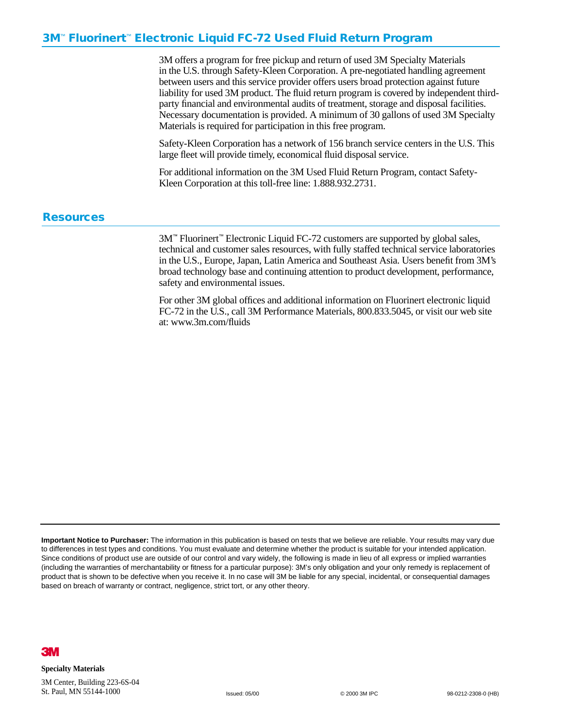## 3M™ Fluorinert™ Electronic Liquid FC-72 Used Fluid Return Program

3M offers a program for free pickup and return of used 3M Specialty Materials in the U.S. through Safety-Kleen Corporation. A pre-negotiated handling agreement between users and this service provider offers users broad protection against future liability for used 3M product. The fluid return program is covered by independent third-party financial and environmental audits of treatment, storage and disposal facilities. Necessary documentation is provided. A minimum of 30 gallons of used 3M Specialty Materials is required for participation in this free program.

Safety-Kleen Corporation has a network of 156 branch service centers in the U.S. This large fleet will provide timely, economical fluid disposal service.

For additional information on the 3M Used Fluid Return Program, contact Safety-Kleen Corporation at this toll-free line: 1.888.932.2731.

## Resources

3M™ Fluorinert™ Electronic Liquid FC-72 customers are supported by global sales, technical and customer sales resources, with fully staffed technical service laboratories in the U.S., Europe, Japan, Latin America and Southeast Asia. Users benefit from 3M's broad technology base and continuing attention to product development, performance, safety and environmental issues.

For other 3M global offices and additional information on Fluorinert electronic liquid FC-72 in the U.S., call 3M Performance Materials, 800.833.5045, or visit our web site at: www.3m.com/fluids

---

**Important Notice to Purchaser:** The information in this publication is based on tests that we believe are reliable. Your results may vary due to differences in test types and conditions. You must evaluate and determine whether the product is suitable for your intended application. Since conditions of product use are outside of our control and vary widely, the following is made in lieu of all express or implied warranties (including the warranties of merchantability or fitness for a particular purpose): 3M's only obligation and your only remedy is replacement of product that is shown to be defective when you receive it. In no case will 3M be liable for any special, incidental, or consequential damages based on breach of warranty or contract, negligence, strict tort, or any other theory.

3M

**Specialty Materials**

3M Center, Building 223-6S-04
St. Paul, MN 55144-1000

Issued: 05/00

© 2000 3M IPC

98-0212-2308-0 (HB)